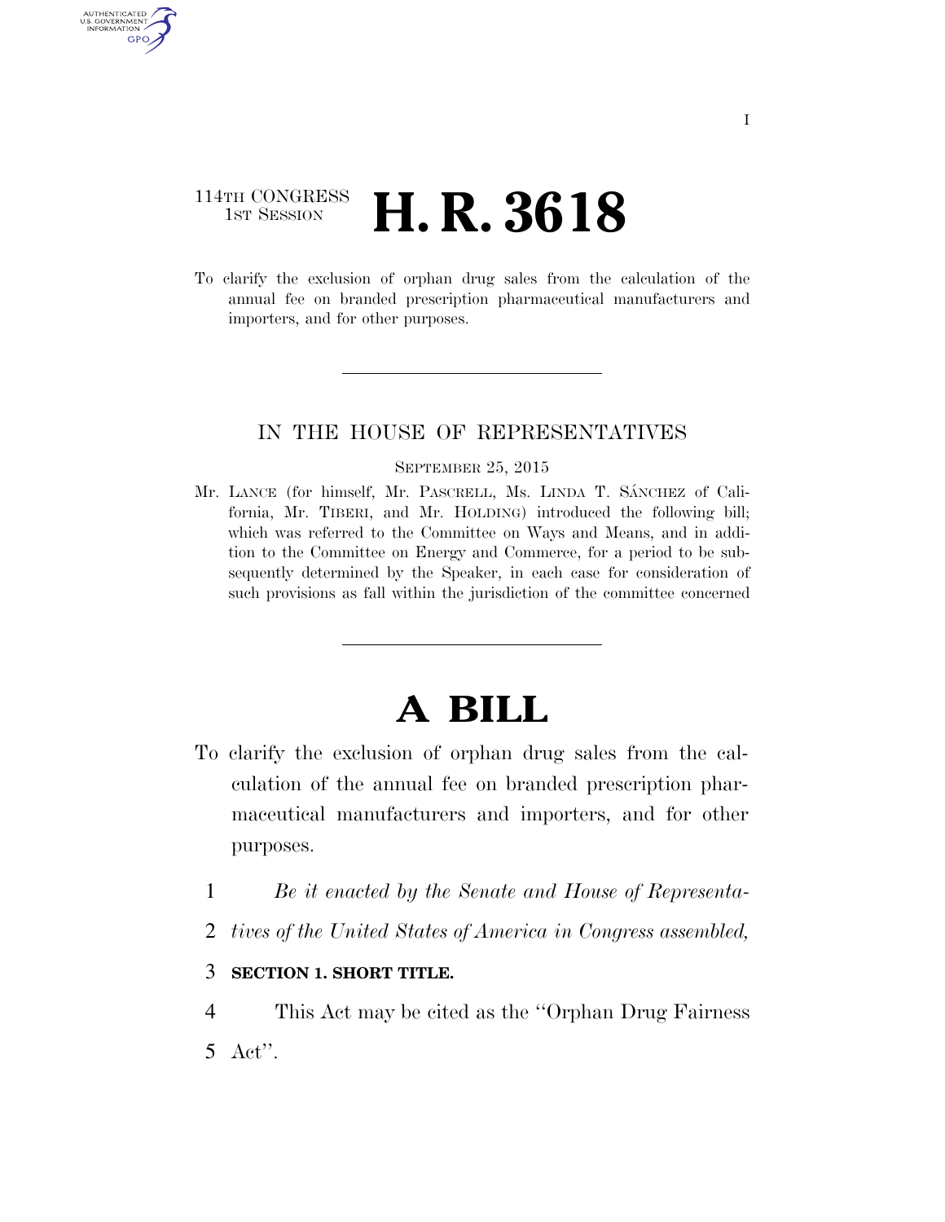114TH CONGRESS
1ST SESSION

# H. R. 3618

To clarify the exclusion of orphan drug sales from the calculation of the annual fee on branded prescription pharmaceutical manufacturers and importers, and for other purposes.

---

IN THE HOUSE OF REPRESENTATIVES

SEPTEMBER 25, 2015

Mr. LANCE (for himself, Mr. PASCRELL, Ms. LINDA T. SÁNCHEZ of California, Mr. TIBERI, and Mr. HOLDING) introduced the following bill; which was referred to the Committee on Ways and Means, and in addition to the Committee on Energy and Commerce, for a period to be subsequently determined by the Speaker, in each case for consideration of such provisions as fall within the jurisdiction of the committee concerned

---

# A BILL

To clarify the exclusion of orphan drug sales from the calculation of the annual fee on branded prescription pharmaceutical manufacturers and importers, and for other purposes.

1 *Be it enacted by the Senate and House of Representa-*
2 *tives of the United States of America in Congress assembled,*

3 **SECTION 1. SHORT TITLE.**

4 This Act may be cited as the "Orphan Drug Fairness
5 Act".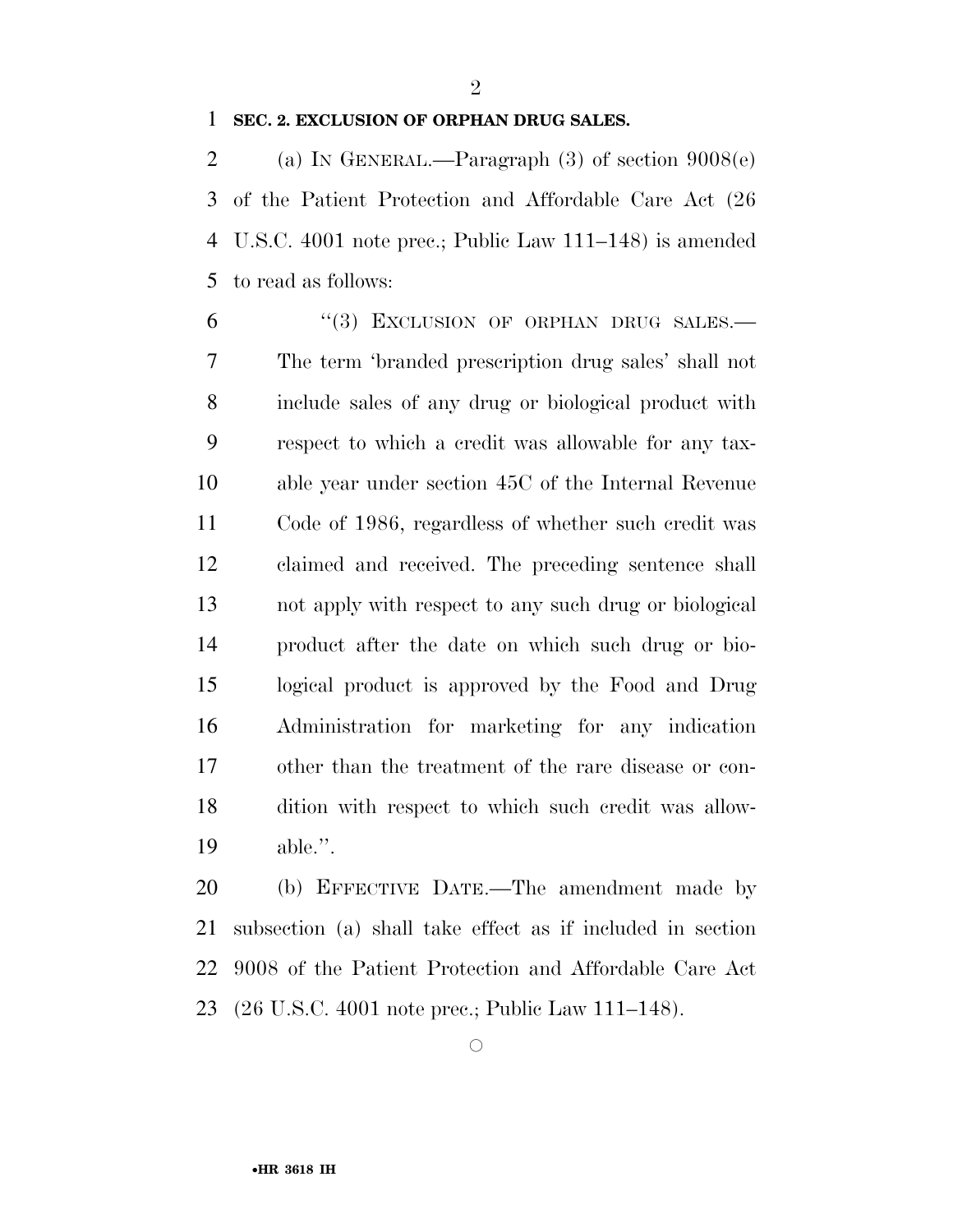**SEC. 2. EXCLUSION OF ORPHAN DRUG SALES.**

(a) IN GENERAL.—Paragraph (3) of section 9008(e) of the Patient Protection and Affordable Care Act (26 U.S.C. 4001 note prec.; Public Law 111–148) is amended to read as follows:

"(3) EXCLUSION OF ORPHAN DRUG SALES.—The term 'branded prescription drug sales' shall not include sales of any drug or biological product with respect to which a credit was allowable for any taxable year under section 45C of the Internal Revenue Code of 1986, regardless of whether such credit was claimed and received. The preceding sentence shall not apply with respect to any such drug or biological product after the date on which such drug or biological product is approved by the Food and Drug Administration for marketing for any indication other than the treatment of the rare disease or condition with respect to which such credit was allowable.".

(b) EFFECTIVE DATE.—The amendment made by subsection (a) shall take effect as if included in section 9008 of the Patient Protection and Affordable Care Act (26 U.S.C. 4001 note prec.; Public Law 111–148).